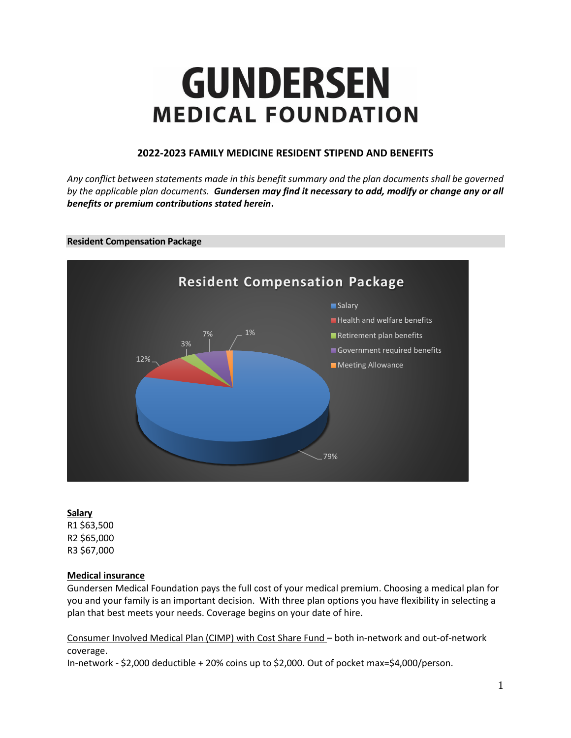# GUNDERSEN MEDICAL FOUNDATION

## 2022-2023 FAMILY MEDICINE RESIDENT STIPEND AND BENEFITS

*Any conflict between statements made in this benefit summary and the plan documents shall be governed by the applicable plan documents.* ***Gundersen may find it necessary to add, modify or change any or all benefits or premium contributions stated herein*****.**

### Resident Compensation Package

**Salary**
R1 $63,500
R2 $65,000
R3 $67,000

**Medical insurance**
Gundersen Medical Foundation pays the full cost of your medical premium. Choosing a medical plan for you and your family is an important decision. With three plan options you have flexibility in selecting a plan that best meets your needs. Coverage begins on your date of hire.

Consumer Involved Medical Plan (CIMP) with Cost Share Fund – both in-network and out-of-network coverage.
In-network - $2,000 deductible + 20% coins up to $2,000. Out of pocket max=$4,000/person.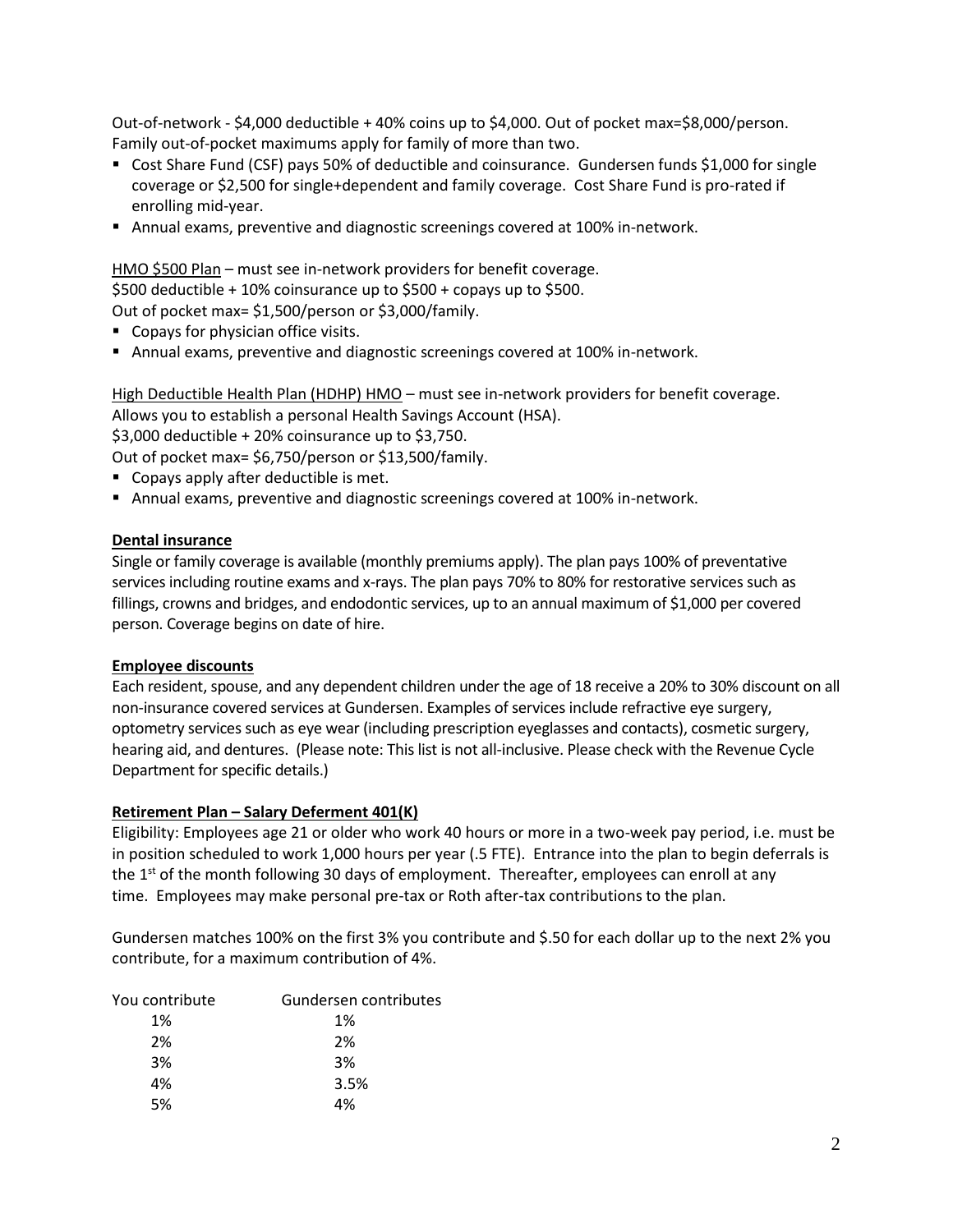Out-of-network - $4,000 deductible + 40% coins up to $4,000. Out of pocket max=$8,000/person. Family out-of-pocket maximums apply for family of more than two.

- Cost Share Fund (CSF) pays 50% of deductible and coinsurance. Gundersen funds $1,000 for single coverage or $2,500 for single+dependent and family coverage. Cost Share Fund is pro-rated if enrolling mid-year.
- Annual exams, preventive and diagnostic screenings covered at 100% in-network.

<u>HMO $500 Plan</u> – must see in-network providers for benefit coverage.
$500 deductible + 10% coinsurance up to $500 + copays up to $500.
Out of pocket max= $1,500/person or $3,000/family.

- Copays for physician office visits.
- Annual exams, preventive and diagnostic screenings covered at 100% in-network.

<u>High Deductible Health Plan (HDHP) HMO</u> – must see in-network providers for benefit coverage.
Allows you to establish a personal Health Savings Account (HSA).
$3,000 deductible + 20% coinsurance up to $3,750.
Out of pocket max= $6,750/person or $13,500/family.

- Copays apply after deductible is met.
- Annual exams, preventive and diagnostic screenings covered at 100% in-network.

### Dental insurance

Single or family coverage is available (monthly premiums apply). The plan pays 100% of preventative services including routine exams and x-rays. The plan pays 70% to 80% for restorative services such as fillings, crowns and bridges, and endodontic services, up to an annual maximum of $1,000 per covered person. Coverage begins on date of hire.

### Employee discounts

Each resident, spouse, and any dependent children under the age of 18 receive a 20% to 30% discount on all non-insurance covered services at Gundersen. Examples of services include refractive eye surgery, optometry services such as eye wear (including prescription eyeglasses and contacts), cosmetic surgery, hearing aid, and dentures. (Please note: This list is not all-inclusive. Please check with the Revenue Cycle Department for specific details.)

### Retirement Plan – Salary Deferment 401(K)

Eligibility: Employees age 21 or older who work 40 hours or more in a two-week pay period, i.e. must be in position scheduled to work 1,000 hours per year (.5 FTE). Entrance into the plan to begin deferrals is the 1st of the month following 30 days of employment. Thereafter, employees can enroll at any time. Employees may make personal pre-tax or Roth after-tax contributions to the plan.

Gundersen matches 100% on the first 3% you contribute and $.50 for each dollar up to the next 2% you contribute, for a maximum contribution of 4%.

| You contribute | Gundersen contributes |
| --- | --- |
| 1% | 1% |
| 2% | 2% |
| 3% | 3% |
| 4% | 3.5% |
| 5% | 4% |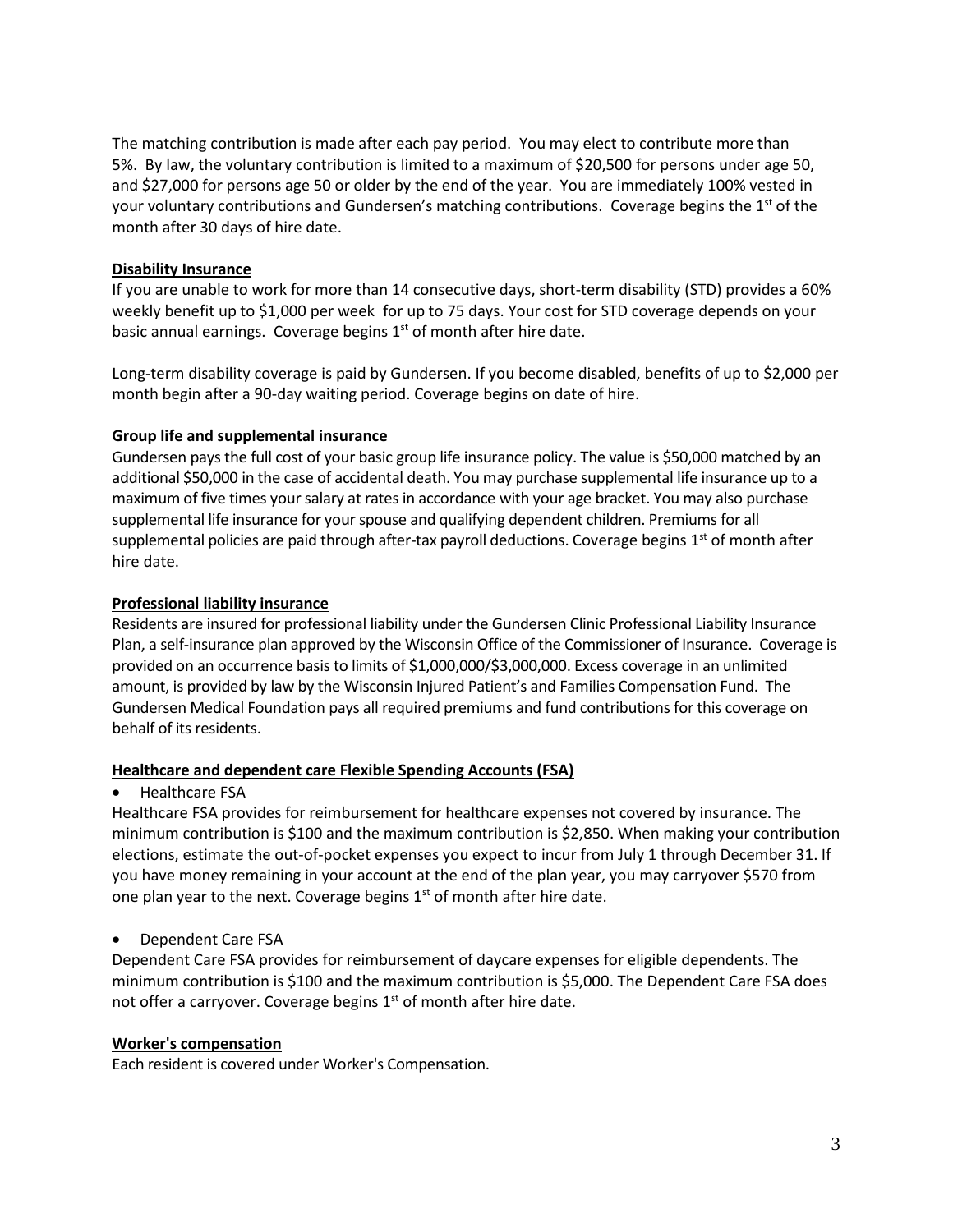The matching contribution is made after each pay period. You may elect to contribute more than 5%. By law, the voluntary contribution is limited to a maximum of $20,500 for persons under age 50, and $27,000 for persons age 50 or older by the end of the year. You are immediately 100% vested in your voluntary contributions and Gundersen's matching contributions. Coverage begins the 1st of the month after 30 days of hire date.

**Disability Insurance**

If you are unable to work for more than 14 consecutive days, short-term disability (STD) provides a 60% weekly benefit up to $1,000 per week for up to 75 days. Your cost for STD coverage depends on your basic annual earnings. Coverage begins 1st of month after hire date.

Long-term disability coverage is paid by Gundersen. If you become disabled, benefits of up to $2,000 per month begin after a 90-day waiting period. Coverage begins on date of hire.

**Group life and supplemental insurance**

Gundersen pays the full cost of your basic group life insurance policy. The value is $50,000 matched by an additional $50,000 in the case of accidental death. You may purchase supplemental life insurance up to a maximum of five times your salary at rates in accordance with your age bracket. You may also purchase supplemental life insurance for your spouse and qualifying dependent children. Premiums for all supplemental policies are paid through after-tax payroll deductions. Coverage begins 1st of month after hire date.

**Professional liability insurance**

Residents are insured for professional liability under the Gundersen Clinic Professional Liability Insurance Plan, a self-insurance plan approved by the Wisconsin Office of the Commissioner of Insurance. Coverage is provided on an occurrence basis to limits of $1,000,000/$3,000,000. Excess coverage in an unlimited amount, is provided by law by the Wisconsin Injured Patient's and Families Compensation Fund. The Gundersen Medical Foundation pays all required premiums and fund contributions for this coverage on behalf of its residents.

**Healthcare and dependent care Flexible Spending Accounts (FSA)**

- Healthcare FSA

Healthcare FSA provides for reimbursement for healthcare expenses not covered by insurance. The minimum contribution is $100 and the maximum contribution is $2,850. When making your contribution elections, estimate the out-of-pocket expenses you expect to incur from July 1 through December 31. If you have money remaining in your account at the end of the plan year, you may carryover $570 from one plan year to the next. Coverage begins 1st of month after hire date.

- Dependent Care FSA

Dependent Care FSA provides for reimbursement of daycare expenses for eligible dependents. The minimum contribution is $100 and the maximum contribution is $5,000. The Dependent Care FSA does not offer a carryover. Coverage begins 1st of month after hire date.

**Worker's compensation**

Each resident is covered under Worker's Compensation.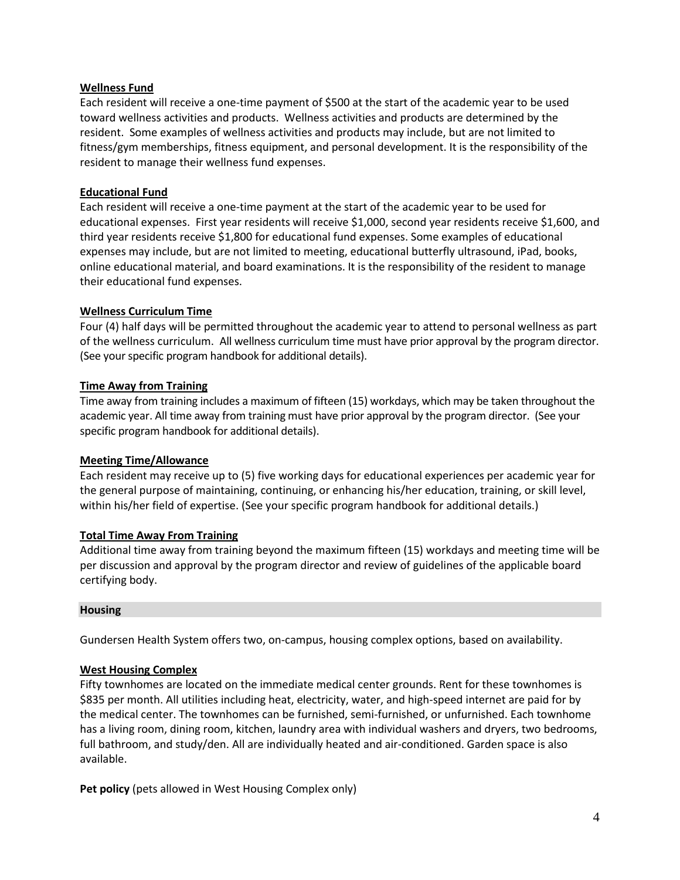**Wellness Fund**
Each resident will receive a one-time payment of $500 at the start of the academic year to be used toward wellness activities and products. Wellness activities and products are determined by the resident. Some examples of wellness activities and products may include, but are not limited to fitness/gym memberships, fitness equipment, and personal development. It is the responsibility of the resident to manage their wellness fund expenses.

**Educational Fund**
Each resident will receive a one-time payment at the start of the academic year to be used for educational expenses. First year residents will receive $1,000, second year residents receive $1,600, and third year residents receive $1,800 for educational fund expenses. Some examples of educational expenses may include, but are not limited to meeting, educational butterfly ultrasound, iPad, books, online educational material, and board examinations. It is the responsibility of the resident to manage their educational fund expenses.

**Wellness Curriculum Time**
Four (4) half days will be permitted throughout the academic year to attend to personal wellness as part of the wellness curriculum. All wellness curriculum time must have prior approval by the program director. (See your specific program handbook for additional details).

**Time Away from Training**
Time away from training includes a maximum of fifteen (15) workdays, which may be taken throughout the academic year. All time away from training must have prior approval by the program director. (See your specific program handbook for additional details).

**Meeting Time/Allowance**
Each resident may receive up to (5) five working days for educational experiences per academic year for the general purpose of maintaining, continuing, or enhancing his/her education, training, or skill level, within his/her field of expertise. (See your specific program handbook for additional details.)

**Total Time Away From Training**
Additional time away from training beyond the maximum fifteen (15) workdays and meeting time will be per discussion and approval by the program director and review of guidelines of the applicable board certifying body.

## Housing

Gundersen Health System offers two, on-campus, housing complex options, based on availability.

**West Housing Complex**
Fifty townhomes are located on the immediate medical center grounds. Rent for these townhomes is $835 per month. All utilities including heat, electricity, water, and high-speed internet are paid for by the medical center. The townhomes can be furnished, semi-furnished, or unfurnished. Each townhome has a living room, dining room, kitchen, laundry area with individual washers and dryers, two bedrooms, full bathroom, and study/den. All are individually heated and air-conditioned. Garden space is also available.

**Pet policy** (pets allowed in West Housing Complex only)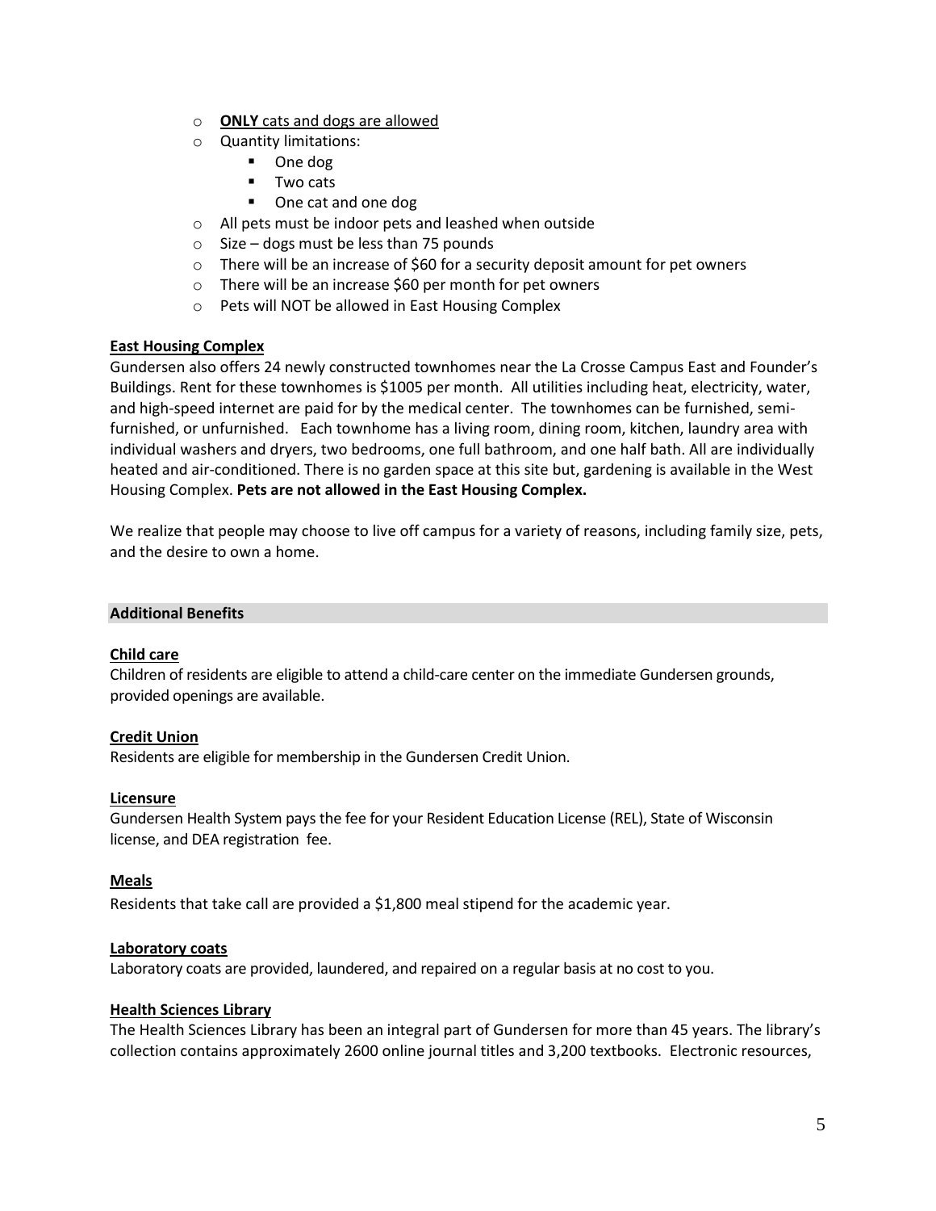- **ONLY** cats and dogs are allowed
- Quantity limitations:
  - One dog
  - Two cats
  - One cat and one dog
- All pets must be indoor pets and leashed when outside
- Size – dogs must be less than 75 pounds
- There will be an increase of $60 for a security deposit amount for pet owners
- There will be an increase $60 per month for pet owners
- Pets will NOT be allowed in East Housing Complex

**East Housing Complex**

Gundersen also offers 24 newly constructed townhomes near the La Crosse Campus East and Founder's Buildings. Rent for these townhomes is $1005 per month. All utilities including heat, electricity, water, and high-speed internet are paid for by the medical center. The townhomes can be furnished, semi-furnished, or unfurnished. Each townhome has a living room, dining room, kitchen, laundry area with individual washers and dryers, two bedrooms, one full bathroom, and one half bath. All are individually heated and air-conditioned. There is no garden space at this site but, gardening is available in the West Housing Complex. **Pets are not allowed in the East Housing Complex.**

We realize that people may choose to live off campus for a variety of reasons, including family size, pets, and the desire to own a home.

## Additional Benefits

**Child care**

Children of residents are eligible to attend a child-care center on the immediate Gundersen grounds, provided openings are available.

**Credit Union**

Residents are eligible for membership in the Gundersen Credit Union.

**Licensure**

Gundersen Health System pays the fee for your Resident Education License (REL), State of Wisconsin license, and DEA registration fee.

**Meals**

Residents that take call are provided a $1,800 meal stipend for the academic year.

**Laboratory coats**

Laboratory coats are provided, laundered, and repaired on a regular basis at no cost to you.

**Health Sciences Library**

The Health Sciences Library has been an integral part of Gundersen for more than 45 years. The library's collection contains approximately 2600 online journal titles and 3,200 textbooks. Electronic resources,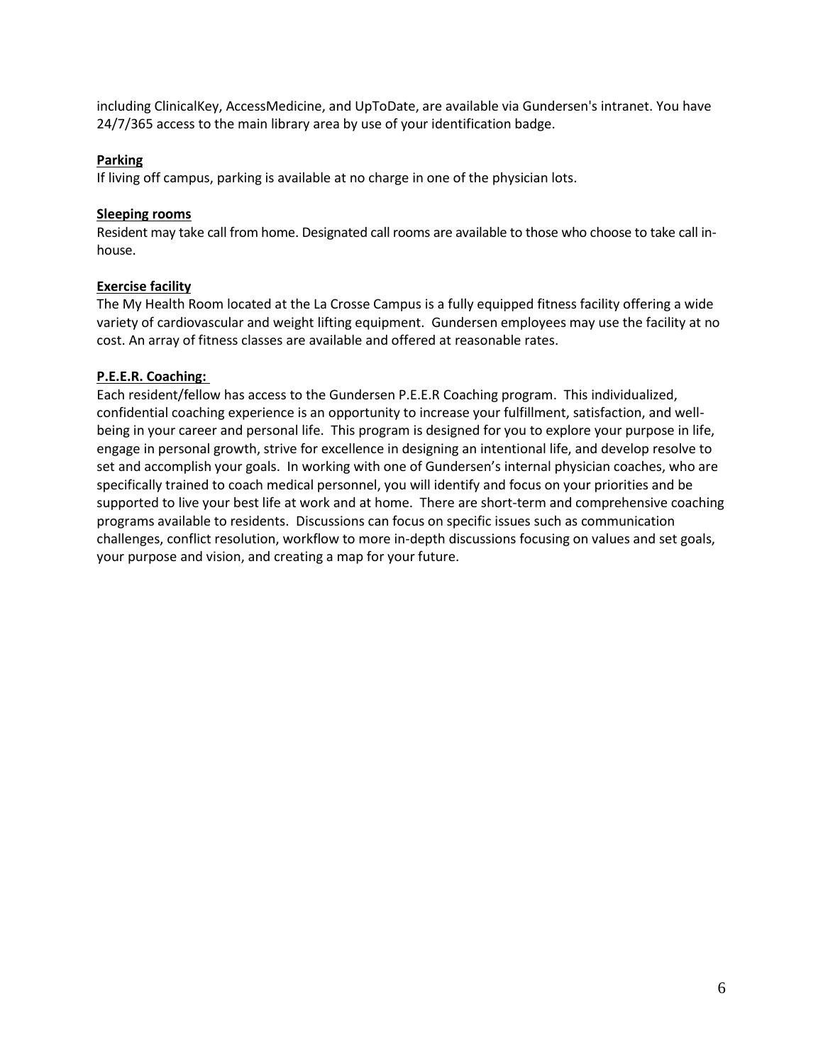including ClinicalKey, AccessMedicine, and UpToDate, are available via Gundersen's intranet. You have 24/7/365 access to the main library area by use of your identification badge.

**Parking**

If living off campus, parking is available at no charge in one of the physician lots.

**Sleeping rooms**

Resident may take call from home. Designated call rooms are available to those who choose to take call in-house.

**Exercise facility**

The My Health Room located at the La Crosse Campus is a fully equipped fitness facility offering a wide variety of cardiovascular and weight lifting equipment. Gundersen employees may use the facility at no cost. An array of fitness classes are available and offered at reasonable rates.

**P.E.E.R. Coaching:**

Each resident/fellow has access to the Gundersen P.E.E.R Coaching program. This individualized, confidential coaching experience is an opportunity to increase your fulfillment, satisfaction, and well-being in your career and personal life. This program is designed for you to explore your purpose in life, engage in personal growth, strive for excellence in designing an intentional life, and develop resolve to set and accomplish your goals. In working with one of Gundersen's internal physician coaches, who are specifically trained to coach medical personnel, you will identify and focus on your priorities and be supported to live your best life at work and at home. There are short-term and comprehensive coaching programs available to residents. Discussions can focus on specific issues such as communication challenges, conflict resolution, workflow to more in-depth discussions focusing on values and set goals, your purpose and vision, and creating a map for your future.